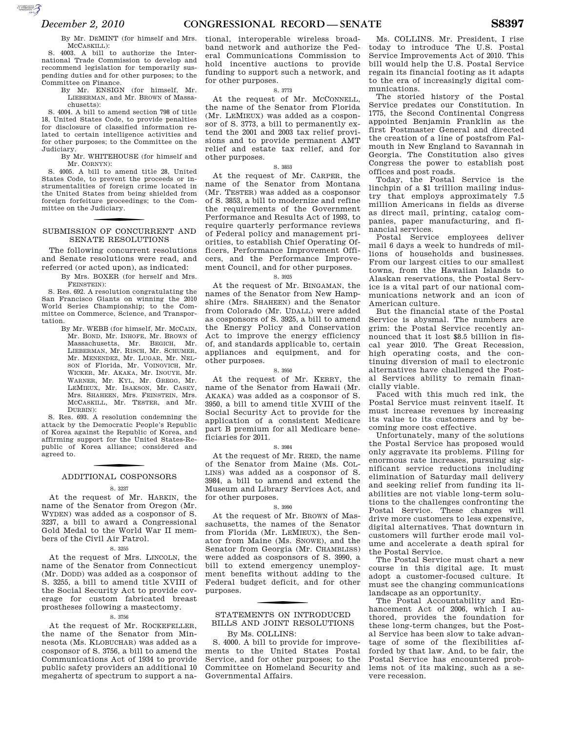By Mr. DEMINT (for himself and Mrs. MCCASKILL):

S. 4003. A bill to authorize the International Trade Commission to develop and recommend legislation for temporarily suspending duties and for other purposes; to the Committee on Finance.

By Mr. ENSIGN (for himself, Mr. LIEBERMAN, and Mr. BROWN of Massachusetts):

S. 4004. A bill to amend section 798 of title 18, United States Code, to provide penalties for disclosure of classified information related to certain intelligence activities and for other purposes; to the Committee on the Judiciary.

By Mr. WHITEHOUSE (for himself and Mr. CORNYN):

S. 4005. A bill to amend title 28, United States Code, to prevent the proceeds or instrumentalities of foreign crime located in the United States from being shielded from foreign forfeiture proceedings; to the Committee on the Judiciary.

## SUBMISSION OF CONCURRENT AND SENATE RESOLUTIONS

The following concurrent resolutions and Senate resolutions were read, and referred (or acted upon), as indicated:

By Mrs. BOXER (for herself and Mrs. FEINSTEIN):

S. Res. 692. A resolution congratulating the San Francisco Giants on winning the 2010 World Series Championship; to the Committee on Commerce, Science, and Transportation.

By Mr. WEBB (for himself, Mr. MCCAIN, Mr. BOND, Mr. INHOFE, Mr. BROWN of Massachusetts, Mr. BEGICH, Mr. LIEBERMAN, Mr. RISCH, Mr. SCHUMER, Mr. MENENDEZ, Mr. LUGAR, Mr. NELSON of Florida, Mr. VOINOVICH, Mr. WICKER, Mr. AKAKA, Mr. INOUYE, Mr. WARNER, Mr. KYL, Mr. GREGG, Mr. LEMIEUX, Mr. ISAKSON, Mr. CASEY, Mrs. SHAHEEN, Mrs. FEINSTEIN, Mrs. MCCASKILL, Mr. TESTER, and Mr. DURBIN):

S. Res. 693. A resolution condemning the attack by the Democratic People's Republic of Korea against the Republic of Korea, and affirming support for the United States-Republic of Korea alliance; considered and agreed to.

## ADDITIONAL COSPONSORS

S. 3237

At the request of Mr. HARKIN, the name of the Senator from Oregon (Mr. WYDEN) was added as a cosponsor of S. 3237, a bill to award a Congressional Gold Medal to the World War II members of the Civil Air Patrol.

S. 3255

At the request of Mrs. LINCOLN, the name of the Senator from Connecticut (Mr. DODD) was added as a cosponsor of S. 3255, a bill to amend title XVIII of the Social Security Act to provide coverage for custom fabricated breast prostheses following a mastectomy.

S. 3756

At the request of Mr. ROCKEFELLER, the name of the Senator from Minnesota (Ms. KLOBUCHAR) was added as a cosponsor of S. 3756, a bill to amend the Communications Act of 1934 to provide public safety providers an additional 10 megahertz of spectrum to support a national, interoperable wireless broadband network and authorize the Federal Communications Commission to hold incentive auctions to provide funding to support such a network, and for other purposes.

S. 3773

At the request of Mr. MCCONNELL, the name of the Senator from Florida (Mr. LEMIEUX) was added as a cosponsor of S. 3773, a bill to permanently extend the 2001 and 2003 tax relief provisions and to provide permanent AMT relief and estate tax relief, and for other purposes.

S. 3853

At the request of Mr. CARPER, the name of the Senator from Montana (Mr. TESTER) was added as a cosponsor of S. 3853, a bill to modernize and refine the requirements of the Government Performance and Results Act of 1993, to require quarterly performance reviews of Federal policy and management priorities, to establish Chief Operating Officers, Performance Improvement Officers, and the Performance Improvement Council, and for other purposes.

S. 3925

At the request of Mr. BINGAMAN, the names of the Senator from New Hampshire (Mrs. SHAHEEN) and the Senator from Colorado (Mr. UDALL) were added as cosponsors of S. 3925, a bill to amend the Energy Policy and Conservation Act to improve the energy efficiency of, and standards applicable to, certain appliances and equipment, and for other purposes.

S. 3950

At the request of Mr. KERRY, the name of the Senator from Hawaii (Mr. AKAKA) was added as a cosponsor of S. 3950, a bill to amend title XVIII of the Social Security Act to provide for the application of a consistent Medicare part B premium for all Medicare beneficiaries for 2011.

S. 3984

At the request of Mr. REED, the name of the Senator from Maine (Ms. COLLINS) was added as a cosponsor of S. 3984, a bill to amend and extend the Museum and Library Services Act, and for other purposes.

S. 3990

At the request of Mr. BROWN of Massachusetts, the names of the Senator from Florida (Mr. LEMIEUX), the Senator from Maine (Ms. SNOWE), and the Senator from Georgia (Mr. CHAMBLISS) were added as cosponsors of S. 3990, a bill to extend emergency unemployment benefits without adding to the Federal budget deficit, and for other purposes.

## STATEMENTS ON INTRODUCED BILLS AND JOINT RESOLUTIONS

By Ms. COLLINS:

S. 4000. A bill to provide for improvements to the United States Postal Service, and for other purposes; to the Committee on Homeland Security and Governmental Affairs.

Ms. COLLINS. Mr. President, I rise today to introduce The U.S. Postal Service Improvements Act of 2010. This bill would help the U.S. Postal Service regain its financial footing as it adapts to the era of increasingly digital communications.

The storied history of the Postal Service predates our Constitution. In 1775, the Second Continental Congress appointed Benjamin Franklin as the first Postmaster General and directed the creation of a line of postsfrom Falmouth in New England to Savannah in Georgia. The Constitution also gives Congress the power to establish post offices and post roads.

Today, the Postal Service is the linchpin of a $1 trillion mailing industry that employs approximately 7.5 million Americans in fields as diverse as direct mail, printing, catalog companies, paper manufacturing, and financial services.

Postal Service employees deliver mail 6 days a week to hundreds of millions of households and businesses. From our largest cities to our smallest towns, from the Hawaiian Islands to Alaskan reservations, the Postal Service is a vital part of our national communications network and an icon of American culture.

But the financial state of the Postal Service is abysmal. The numbers are grim: the Postal Service recently announced that it lost $8.5 billion in fiscal year 2010. The Great Recession, high operating costs, and the continuing diversion of mail to electronic alternatives have challenged the Postal Services ability to remain financially viable.

Faced with this much red ink, the Postal Service must reinvent itself. It must increase revenues by increasing its value to its customers and by becoming more cost effective.

Unfortunately, many of the solutions the Postal Service has proposed would only aggravate its problems. Filing for enormous rate increases, pursuing significant service reductions including elimination of Saturday mail delivery and seeking relief from funding its liabilities are not viable long-term solutions to the challenges confronting the Postal Service. These changes will drive more customers to less expensive, digital alternatives. That downturn in customers will further erode mail volume and accelerate a death spiral for the Postal Service.

The Postal Service must chart a new course in this digital age. It must adopt a customer-focused culture. It must see the changing communications landscape as an opportunity.

The Postal Accountability and Enhancement Act of 2006, which I authored, provides the foundation for these long-term changes, but the Postal Service has been slow to take advantage of some of the flexibilities afforded by that law. And, to be fair, the Postal Service has encountered problems not of its making, such as a severe recession.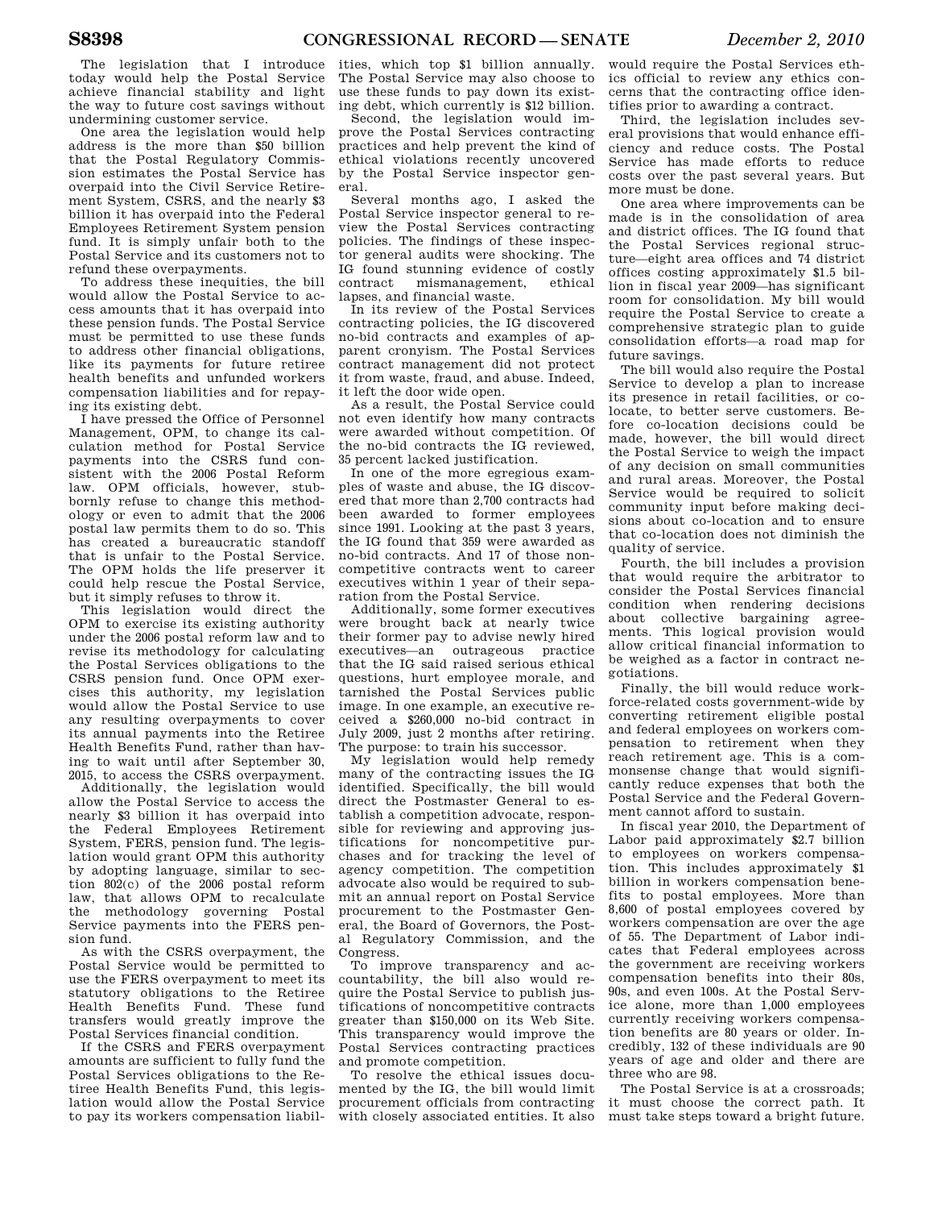The legislation that I introduce today would help the Postal Service achieve financial stability and light the way to future cost savings without undermining customer service.

One area the legislation would help address is the more than $50 billion that the Postal Regulatory Commission estimates the Postal Service has overpaid into the Civil Service Retirement System, CSRS, and the nearly $3 billion it has overpaid into the Federal Employees Retirement System pension fund. It is simply unfair both to the Postal Service and its customers not to refund these overpayments.

To address these inequities, the bill would allow the Postal Service to access amounts that it has overpaid into these pension funds. The Postal Service must be permitted to use these funds to address other financial obligations, like its payments for future retiree health benefits and unfunded workers compensation liabilities and for repaying its existing debt.

I have pressed the Office of Personnel Management, OPM, to change its calculation method for Postal Service payments into the CSRS fund consistent with the 2006 Postal Reform law. OPM officials, however, stubbornly refuse to change this methodology or even to admit that the 2006 postal law permits them to do so. This has created a bureaucratic standoff that is unfair to the Postal Service. The OPM holds the life preserver it could help rescue the Postal Service, but it simply refuses to throw it.

This legislation would direct the OPM to exercise its existing authority under the 2006 postal reform law and to revise its methodology for calculating the Postal Services obligations to the CSRS pension fund. Once OPM exercises this authority, my legislation would allow the Postal Service to use any resulting overpayments to cover its annual payments into the Retiree Health Benefits Fund, rather than having to wait until after September 30, 2015, to access the CSRS overpayment.

Additionally, the legislation would allow the Postal Service to access the nearly $3 billion it has overpaid into the Federal Employees Retirement System, FERS, pension fund. The legislation would grant OPM this authority by adopting language, similar to section 802(c) of the 2006 postal reform law, that allows OPM to recalculate the methodology governing Postal Service payments into the FERS pension fund.

As with the CSRS overpayment, the Postal Service would be permitted to use the FERS overpayment to meet its statutory obligations to the Retiree Health Benefits Fund. These fund transfers would greatly improve the Postal Services financial condition.

If the CSRS and FERS overpayment amounts are sufficient to fully fund the Postal Services obligations to the Retiree Health Benefits Fund, this legislation would allow the Postal Service to pay its workers compensation liabilities, which top $1 billion annually. The Postal Service may also choose to use these funds to pay down its existing debt, which currently is $12 billion.

Second, the legislation would improve the Postal Services contracting practices and help prevent the kind of ethical violations recently uncovered by the Postal Service inspector general.

Several months ago, I asked the Postal Service inspector general to review the Postal Services contracting policies. The findings of these inspector general audits were shocking. The IG found stunning evidence of costly contract mismanagement, ethical lapses, and financial waste.

In its review of the Postal Services contracting policies, the IG discovered no-bid contracts and examples of apparent cronyism. The Postal Services contract management did not protect it from waste, fraud, and abuse. Indeed, it left the door wide open.

As a result, the Postal Service could not even identify how many contracts were awarded without competition. Of the no-bid contracts the IG reviewed, 35 percent lacked justification.

In one of the more egregious examples of waste and abuse, the IG discovered that more than 2,700 contracts had been awarded to former employees since 1991. Looking at the past 3 years, the IG found that 359 were awarded as no-bid contracts. And 17 of those noncompetitive contracts went to career executives within 1 year of their separation from the Postal Service.

Additionally, some former executives were brought back at nearly twice their former pay to advise newly hired executives—an outrageous practice that the IG said raised serious ethical questions, hurt employee morale, and tarnished the Postal Services public image. In one example, an executive received a $260,000 no-bid contract in July 2009, just 2 months after retiring. The purpose: to train his successor.

My legislation would help remedy many of the contracting issues the IG identified. Specifically, the bill would direct the Postmaster General to establish a competition advocate, responsible for reviewing and approving justifications for noncompetitive purchases and for tracking the level of agency competition. The competition advocate also would be required to submit an annual report on Postal Service procurement to the Postmaster General, the Board of Governors, the Postal Regulatory Commission, and the Congress.

To improve transparency and accountability, the bill also would require the Postal Service to publish justifications of noncompetitive contracts greater than $150,000 on its Web Site. This transparency would improve the Postal Services contracting practices and promote competition.

To resolve the ethical issues documented by the IG, the bill would limit procurement officials from contracting with closely associated entities. It also would require the Postal Services ethics official to review any ethics concerns that the contracting office identifies prior to awarding a contract.

Third, the legislation includes several provisions that would enhance efficiency and reduce costs. The Postal Service has made efforts to reduce costs over the past several years. But more must be done.

One area where improvements can be made is in the consolidation of area and district offices. The IG found that the Postal Services regional structure—eight area offices and 74 district offices costing approximately $1.5 billion in fiscal year 2009—has significant room for consolidation. My bill would require the Postal Service to create a comprehensive strategic plan to guide consolidation efforts—a road map for future savings.

The bill would also require the Postal Service to develop a plan to increase its presence in retail facilities, or co-locate, to better serve customers. Before co-location decisions could be made, however, the bill would direct the Postal Service to weigh the impact of any decision on small communities and rural areas. Moreover, the Postal Service would be required to solicit community input before making decisions about co-location and to ensure that co-location does not diminish the quality of service.

Fourth, the bill includes a provision that would require the arbitrator to consider the Postal Services financial condition when rendering decisions about collective bargaining agreements. This logical provision would allow critical financial information to be weighed as a factor in contract negotiations.

Finally, the bill would reduce workforce-related costs government-wide by converting retirement eligible postal and federal employees on workers compensation to retirement when they reach retirement age. This is a commonsense change that would significantly reduce expenses that both the Postal Service and the Federal Government cannot afford to sustain.

In fiscal year 2010, the Department of Labor paid approximately $2.7 billion to employees on workers compensation. This includes approximately $1 billion in workers compensation benefits to postal employees. More than 8,600 of postal employees covered by workers compensation are over the age of 55. The Department of Labor indicates that Federal employees across the government are receiving workers compensation benefits into their 80s, 90s, and even 100s. At the Postal Service alone, more than 1,000 employees currently receiving workers compensation benefits are 80 years or older. Incredibly, 132 of these individuals are 90 years of age and older and there are three who are 98.

The Postal Service is at a crossroads; it must choose the correct path. It must take steps toward a bright future.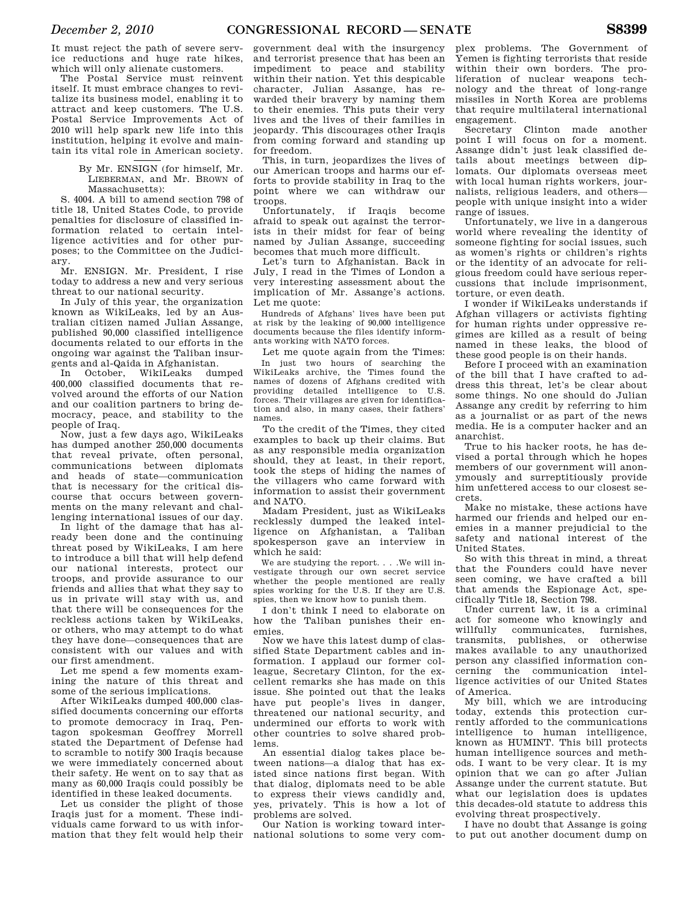It must reject the path of severe service reductions and huge rate hikes, which will only alienate customers.

The Postal Service must reinvent itself. It must embrace changes to revitalize its business model, enabling it to attract and keep customers. The U.S. Postal Service Improvements Act of 2010 will help spark new life into this institution, helping it evolve and maintain its vital role in American society.

---

By Mr. ENSIGN (for himself, Mr. LIEBERMAN, and Mr. BROWN of Massachusetts):

S. 4004. A bill to amend section 798 of title 18, United States Code, to provide penalties for disclosure of classified information related to certain intelligence activities and for other purposes; to the Committee on the Judiciary.

Mr. ENSIGN. Mr. President, I rise today to address a new and very serious threat to our national security.

In July of this year, the organization known as WikiLeaks, led by an Australian citizen named Julian Assange, published 90,000 classified intelligence documents related to our efforts in the ongoing war against the Taliban insurgents and al-Qaida in Afghanistan.

In October, WikiLeaks dumped 400,000 classified documents that revolved around the efforts of our Nation and our coalition partners to bring democracy, peace, and stability to the people of Iraq.

Now, just a few days ago, WikiLeaks has dumped another 250,000 documents that reveal private, often personal, communications between diplomats and heads of state—communication that is necessary for the critical discourse that occurs between governments on the many relevant and challenging international issues of our day.

In light of the damage that has already been done and the continuing threat posed by WikiLeaks, I am here to introduce a bill that will help defend our national interests, protect our troops, and provide assurance to our friends and allies that what they say to us in private will stay with us, and that there will be consequences for the reckless actions taken by WikiLeaks, or others, who may attempt to do what they have done—consequences that are consistent with our values and with our first amendment.

Let me spend a few moments examining the nature of this threat and some of the serious implications.

After WikiLeaks dumped 400,000 classified documents concerning our efforts to promote democracy in Iraq, Pentagon spokesman Geoffrey Morrell stated the Department of Defense had to scramble to notify 300 Iraqis because we were immediately concerned about their safety. He went on to say that as many as 60,000 Iraqis could possibly be identified in these leaked documents.

Let us consider the plight of those Iraqis just for a moment. These individuals came forward to us with information that they felt would help their government deal with the insurgency and terrorist presence that has been an impediment to peace and stability within their nation. Yet this despicable character, Julian Assange, has rewarded their bravery by naming them to their enemies. This puts their very lives and the lives of their families in jeopardy. This discourages other Iraqis from coming forward and standing up for freedom.

This, in turn, jeopardizes the lives of our American troops and harms our efforts to provide stability in Iraq to the point where we can withdraw our troops.

Unfortunately, if Iraqis become afraid to speak out against the terrorists in their midst for fear of being named by Julian Assange, succeeding becomes that much more difficult.

Let's turn to Afghanistan. Back in July, I read in the Times of London a very interesting assessment about the implication of Mr. Assange's actions. Let me quote:

> Hundreds of Afghans' lives have been put at risk by the leaking of 90,000 intelligence documents because the files identify informants working with NATO forces.

Let me quote again from the Times:

> In just two hours of searching the WikiLeaks archive, the Times found the names of dozens of Afghans credited with providing detailed intelligence to U.S. forces. Their villages are given for identification and also, in many cases, their fathers' names.

To the credit of the Times, they cited examples to back up their claims. But as any responsible media organization should, they at least, in their report, took the steps of hiding the names of the villagers who came forward with information to assist their government and NATO.

Madam President, just as WikiLeaks recklessly dumped the leaked intelligence on Afghanistan, a Taliban spokesperson gave an interview in which he said:

> We are studying the report. . . .We will investigate through our own secret service whether the people mentioned are really spies working for the U.S. If they are U.S. spies, then we know how to punish them.

I don't think I need to elaborate on how the Taliban punishes their enemies.

Now we have this latest dump of classified State Department cables and information. I applaud our former colleague, Secretary Clinton, for the excellent remarks she has made on this issue. She pointed out that the leaks have put people's lives in danger, threatened our national security, and undermined our efforts to work with other countries to solve shared problems.

An essential dialog takes place between nations—a dialog that has existed since nations first began. With that dialog, diplomats need to be able to express their views candidly and, yes, privately. This is how a lot of problems are solved.

Our Nation is working toward international solutions to some very complex problems. The Government of Yemen is fighting terrorists that reside within their own borders. The proliferation of nuclear weapons technology and the threat of long-range missiles in North Korea are problems that require multilateral international engagement.

Secretary Clinton made another point I will focus on for a moment. Assange didn't just leak classified details about meetings between diplomats. Our diplomats overseas meet with local human rights workers, journalists, religious leaders, and others—people with unique insight into a wider range of issues.

Unfortunately, we live in a dangerous world where revealing the identity of someone fighting for social issues, such as women's rights or children's rights or the identity of an advocate for religious freedom could have serious repercussions that include imprisonment, torture, or even death.

I wonder if WikiLeaks understands if Afghan villagers or activists fighting for human rights under oppressive regimes are killed as a result of being named in these leaks, the blood of these good people is on their hands.

Before I proceed with an examination of the bill that I have crafted to address this threat, let's be clear about some things. No one should do Julian Assange any credit by referring to him as a journalist or as part of the news media. He is a computer hacker and an anarchist.

True to his hacker roots, he has devised a portal through which he hopes members of our government will anonymously and surreptitiously provide him unfettered access to our closest secrets.

Make no mistake, these actions have harmed our friends and helped our enemies in a manner prejudicial to the safety and national interest of the United States.

So with this threat in mind, a threat that the Founders could have never seen coming, we have crafted a bill that amends the Espionage Act, specifically Title 18, Section 798.

Under current law, it is a criminal act for someone who knowingly and willfully communicates, furnishes, transmits, publishes, or otherwise makes available to any unauthorized person any classified information concerning the communication intelligence activities of our United States of America.

My bill, which we are introducing today, extends this protection currently afforded to the communications intelligence to human intelligence, known as HUMINT. This bill protects human intelligence sources and methods. I want to be very clear. It is my opinion that we can go after Julian Assange under the current statute. But what our legislation does is updates this decades-old statute to address this evolving threat prospectively.

I have no doubt that Assange is going to put out another document dump on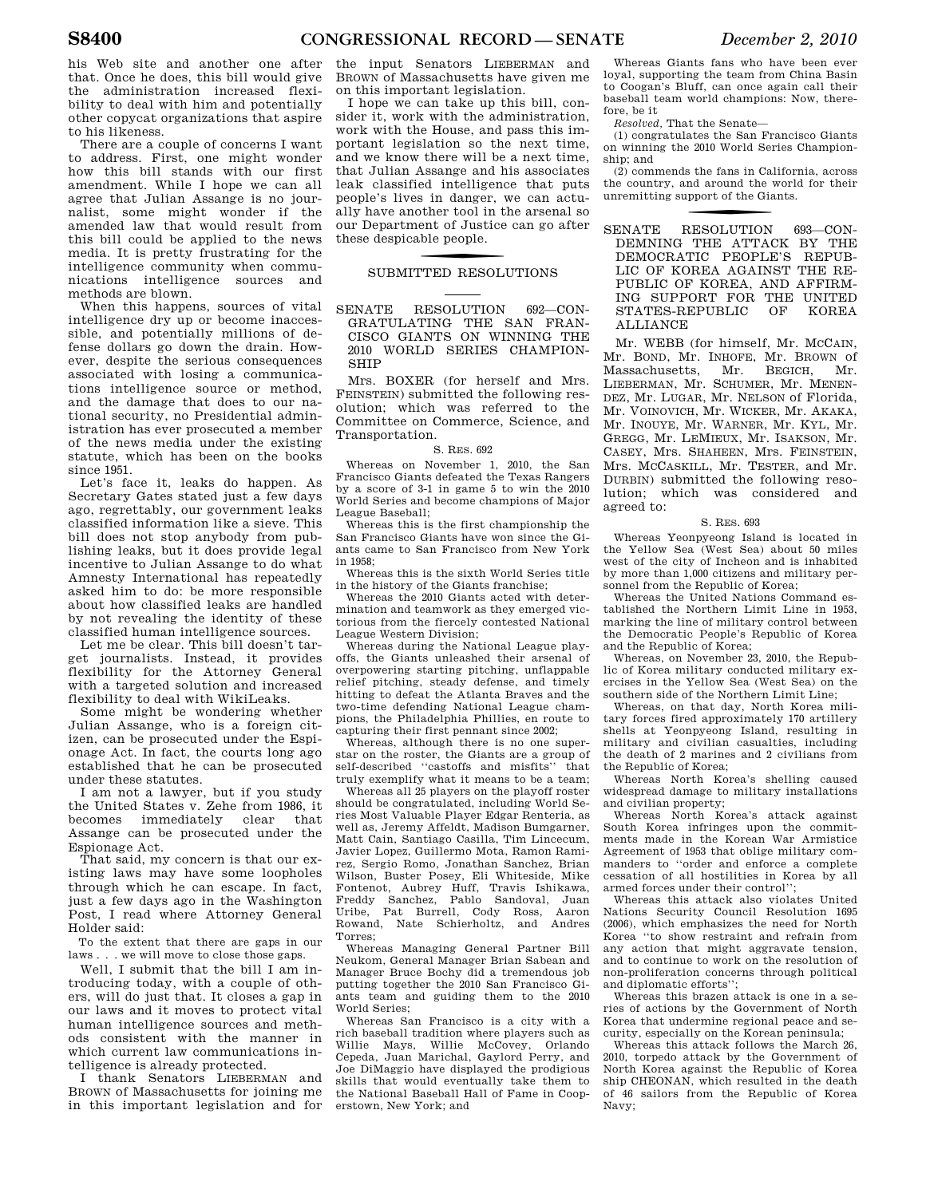his Web site and another one after that. Once he does, this bill would give the administration increased flexibility to deal with him and potentially other copycat organizations that aspire to his likeness.

There are a couple of concerns I want to address. First, one might wonder how this bill stands with our first amendment. While I hope we can all agree that Julian Assange is no journalist, some might wonder if the amended law that would result from this bill could be applied to the news media. It is pretty frustrating for the intelligence community when communications intelligence sources and methods are blown.

When this happens, sources of vital intelligence dry up or become inaccessible, and potentially millions of defense dollars go down the drain. However, despite the serious consequences associated with losing a communications intelligence source or method, and the damage that does to our national security, no Presidential administration has ever prosecuted a member of the news media under the existing statute, which has been on the books since 1951.

Let's face it, leaks do happen. As Secretary Gates stated just a few days ago, regrettably, our government leaks classified information like a sieve. This bill does not stop anybody from publishing leaks, but it does provide legal incentive to Julian Assange to do what Amnesty International has repeatedly asked him to do: be more responsible about how classified leaks are handled by not revealing the identity of these classified human intelligence sources.

Let me be clear. This bill doesn't target journalists. Instead, it provides flexibility for the Attorney General with a targeted solution and increased flexibility to deal with WikiLeaks.

Some might be wondering whether Julian Assange, who is a foreign citizen, can be prosecuted under the Espionage Act. In fact, the courts long ago established that he can be prosecuted under these statutes.

I am not a lawyer, but if you study the United States v. Zehe from 1986, it becomes immediately clear that Assange can be prosecuted under the Espionage Act.

That said, my concern is that our existing laws may have some loopholes through which he can escape. In fact, just a few days ago in the Washington Post, I read where Attorney General Holder said:

> To the extent that there are gaps in our laws . . . we will move to close those gaps.

Well, I submit that the bill I am introducing today, with a couple of others, will do just that. It closes a gap in our laws and it moves to protect vital human intelligence sources and methods consistent with the manner in which current law communications intelligence is already protected.

I thank Senators LIEBERMAN and BROWN of Massachusetts for joining me in this important legislation and for the input Senators LIEBERMAN and BROWN of Massachusetts have given me on this important legislation.

I hope we can take up this bill, consider it, work with the administration, work with the House, and pass this important legislation so the next time, and we know there will be a next time, that Julian Assange and his associates leak classified intelligence that puts people's lives in danger, we can actually have another tool in the arsenal so our Department of Justice can go after these despicable people.

## SUBMITTED RESOLUTIONS

### SENATE RESOLUTION 692—CONGRATULATING THE SAN FRANCISCO GIANTS ON WINNING THE 2010 WORLD SERIES CHAMPIONSHIP

Mrs. BOXER (for herself and Mrs. FEINSTEIN) submitted the following resolution; which was referred to the Committee on Commerce, Science, and Transportation.

S. RES. 692

Whereas on November 1, 2010, the San Francisco Giants defeated the Texas Rangers by a score of 3-1 in game 5 to win the 2010 World Series and become champions of Major League Baseball;

Whereas this is the first championship the San Francisco Giants have won since the Giants came to San Francisco from New York in 1958;

Whereas this is the sixth World Series title in the history of the Giants franchise;

Whereas the 2010 Giants acted with determination and teamwork as they emerged victorious from the fiercely contested National League Western Division;

Whereas during the National League playoffs, the Giants unleashed their arsenal of overpowering starting pitching, unflappable relief pitching, steady defense, and timely hitting to defeat the Atlanta Braves and the two-time defending National League champions, the Philadelphia Phillies, en route to capturing their first pennant since 2002;

Whereas, although there is no one superstar on the roster, the Giants are a group of self-described "castoffs and misfits" that truly exemplify what it means to be a team;

Whereas all 25 players on the playoff roster should be congratulated, including World Series Most Valuable Player Edgar Renteria, as well as, Jeremy Affeldt, Madison Bumgarner, Matt Cain, Santiago Casilla, Tim Lincecum, Javier Lopez, Guillermo Mota, Ramon Ramirez, Sergio Romo, Jonathan Sanchez, Brian Wilson, Buster Posey, Eli Whiteside, Mike Fontenot, Aubrey Huff, Travis Ishikawa, Freddy Sanchez, Pablo Sandoval, Juan Uribe, Pat Burrell, Cody Ross, Aaron Rowand, Nate Schierholtz, and Andres Torres;

Whereas Managing General Partner Bill Neukom, General Manager Brian Sabean and Manager Bruce Bochy did a tremendous job putting together the 2010 San Francisco Giants team and guiding them to the 2010 World Series;

Whereas San Francisco is a city with a rich baseball tradition where players such as Willie Mays, Willie McCovey, Orlando Cepeda, Juan Marichal, Gaylord Perry, and Joe DiMaggio have displayed the prodigious skills that would eventually take them to the National Baseball Hall of Fame in Cooperstown, New York; and

Whereas Giants fans who have been ever loyal, supporting the team from China Basin to Coogan's Bluff, can once again call their baseball team world champions: Now, therefore, be it

*Resolved*, That the Senate—

(1) congratulates the San Francisco Giants on winning the 2010 World Series Championship; and

(2) commends the fans in California, across the country, and around the world for their unremitting support of the Giants.

### SENATE RESOLUTION 693—CONDEMNING THE ATTACK BY THE DEMOCRATIC PEOPLE'S REPUBLIC OF KOREA AGAINST THE REPUBLIC OF KOREA, AND AFFIRMING SUPPORT FOR THE UNITED STATES-REPUBLIC OF KOREA ALLIANCE

Mr. WEBB (for himself, Mr. MCCAIN, Mr. BOND, Mr. INHOFE, Mr. BROWN of Massachusetts, Mr. BEGICH, Mr. LIEBERMAN, Mr. SCHUMER, Mr. MENENDEZ, Mr. LUGAR, Mr. NELSON of Florida, Mr. VOINOVICH, Mr. WICKER, Mr. AKAKA, Mr. INOUYE, Mr. WARNER, Mr. KYL, Mr. GREGG, Mr. LEMIEUX, Mr. ISAKSON, Mr. CASEY, Mrs. SHAHEEN, Mrs. FEINSTEIN, Mrs. MCCASKILL, Mr. TESTER, and Mr. DURBIN) submitted the following resolution; which was considered and agreed to:

S. RES. 693

Whereas Yeonpyeong Island is located in the Yellow Sea (West Sea) about 50 miles west of the city of Incheon and is inhabited by more than 1,000 citizens and military personnel from the Republic of Korea;

Whereas the United Nations Command established the Northern Limit Line in 1953, marking the line of military control between the Democratic People's Republic of Korea and the Republic of Korea;

Whereas, on November 23, 2010, the Republic of Korea military conducted military exercises in the Yellow Sea (West Sea) on the southern side of the Northern Limit Line;

Whereas, on that day, North Korea military forces fired approximately 170 artillery shells at Yeonpyeong Island, resulting in military and civilian casualties, including the death of 2 marines and 2 civilians from the Republic of Korea;

Whereas North Korea's shelling caused widespread damage to military installations and civilian property;

Whereas North Korea's attack against South Korea infringes upon the commitments made in the Korean War Armistice Agreement of 1953 that oblige military commanders to "order and enforce a complete cessation of all hostilities in Korea by all armed forces under their control";

Whereas this attack also violates United Nations Security Council Resolution 1695 (2006), which emphasizes the need for North Korea "to show restraint and refrain from any action that might aggravate tension, and to continue to work on the resolution of non-proliferation concerns through political and diplomatic efforts";

Whereas this brazen attack is one in a series of actions by the Government of North Korea that undermine regional peace and security, especially on the Korean peninsula;

Whereas this attack follows the March 26, 2010, torpedo attack by the Government of North Korea against the Republic of Korea ship CHEONAN, which resulted in the death of 46 sailors from the Republic of Korea Navy;